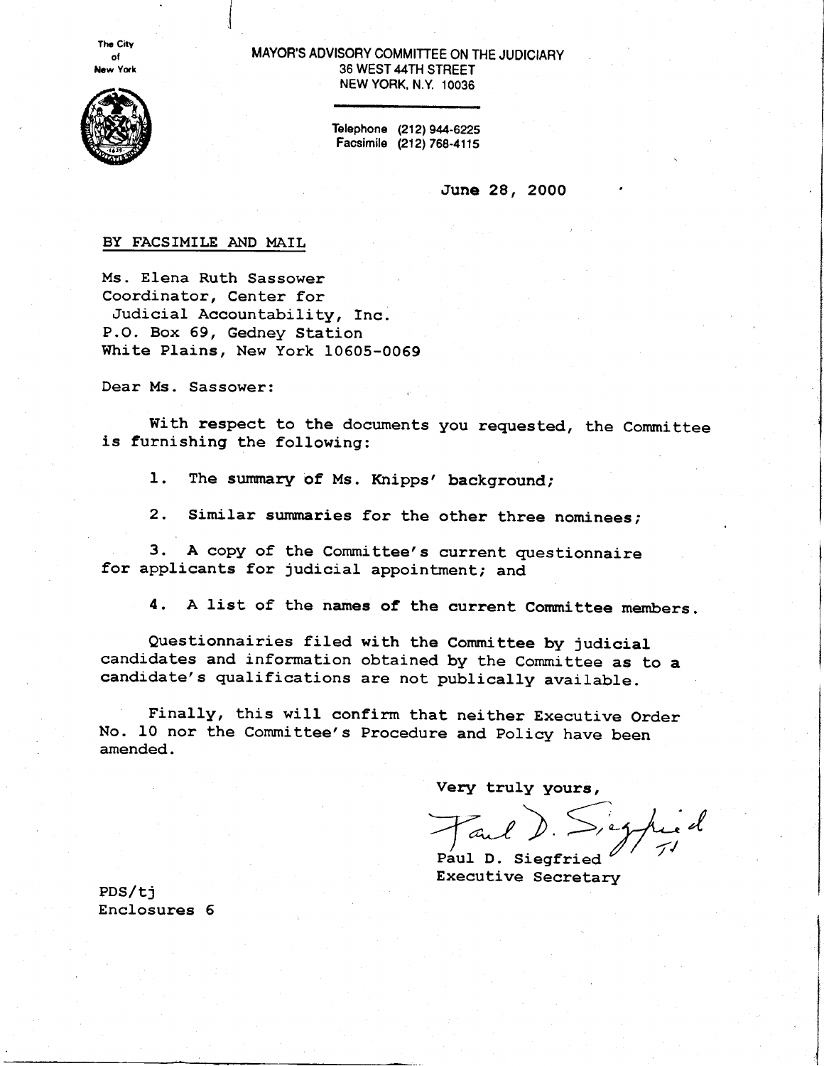The City of New York

MAYOR'S ADVISORY COMMITTEE ON THE JUDICIARY
36 WEST 44TH STREET
NEW YORK, N.Y. 10036

Telephone (212) 944-6225
Facsimile (212) 768-4115

June 28, 2000

BY FACSIMILE AND MAIL

Ms. Elena Ruth Sassower
Coordinator, Center for
Judicial Accountability, Inc.
P.O. Box 69, Gedney Station
White Plains, New York 10605-0069

Dear Ms. Sassower:

With respect to the documents you requested, the Committee is furnishing the following:

1. The summary of Ms. Knipps' background;

2. Similar summaries for the other three nominees;

3. A copy of the Committee's current questionnaire for applicants for judicial appointment; and

4. A list of the names of the current Committee members.

Questionnairies filed with the Committee by judicial candidates and information obtained by the Committee as to a candidate's qualifications are not publically available.

Finally, this will confirm that neither Executive Order No. 10 nor the Committee's Procedure and Policy have been amended.

Very truly yours,

Paul D. Siegfried
Executive Secretary

PDS/tj
Enclosures 6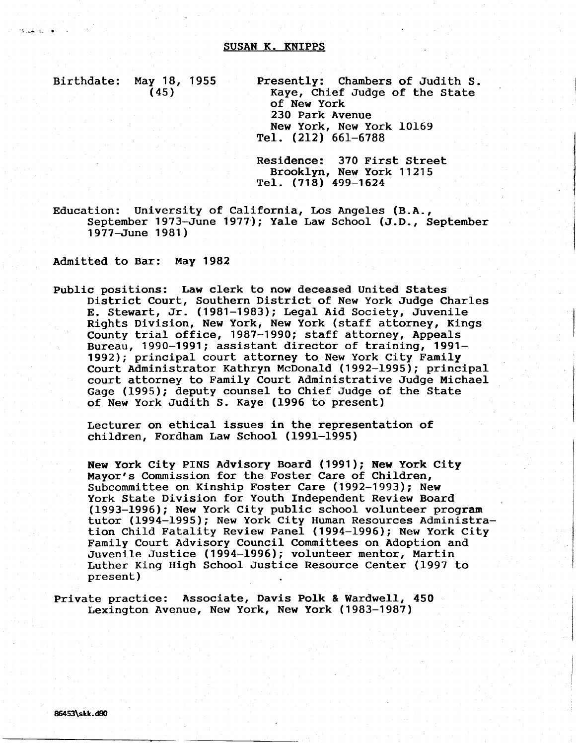# SUSAN K. KNIPPS

Birthdate: May 18, 1955 (45)

Presently: Chambers of Judith S. Kaye, Chief Judge of the State of New York
230 Park Avenue
New York, New York 10169
Tel. (212) 661-6788

Residence: 370 First Street
Brooklyn, New York 11215
Tel. (718) 499-1624

Education: University of California, Los Angeles (B.A., September 1973-June 1977); Yale Law School (J.D., September 1977-June 1981)

Admitted to Bar: May 1982

Public positions: Law clerk to now deceased United States District Court, Southern District of New York Judge Charles E. Stewart, Jr. (1981-1983); Legal Aid Society, Juvenile Rights Division, New York, New York (staff attorney, Kings County trial office, 1987-1990; staff attorney, Appeals Bureau, 1990-1991; assistant director of training, 1991-1992); principal court attorney to New York City Family Court Administrator Kathryn McDonald (1992-1995); principal court attorney to Family Court Administrative Judge Michael Gage (1995); deputy counsel to Chief Judge of the State of New York Judith S. Kaye (1996 to present)

Lecturer on ethical issues in the representation of children, Fordham Law School (1991-1995)

New York City PINS Advisory Board (1991); New York City Mayor's Commission for the Foster Care of Children, Subcommittee on Kinship Foster Care (1992-1993); New York State Division for Youth Independent Review Board (1993-1996); New York City public school volunteer program tutor (1994-1995); New York City Human Resources Administration Child Fatality Review Panel (1994-1996); New York City Family Court Advisory Council Committees on Adoption and Juvenile Justice (1994-1996); volunteer mentor, Martin Luther King High School Justice Resource Center (1997 to present)

Private practice: Associate, Davis Polk & Wardwell, 450 Lexington Avenue, New York, New York (1983-1987)

86453\skk.d80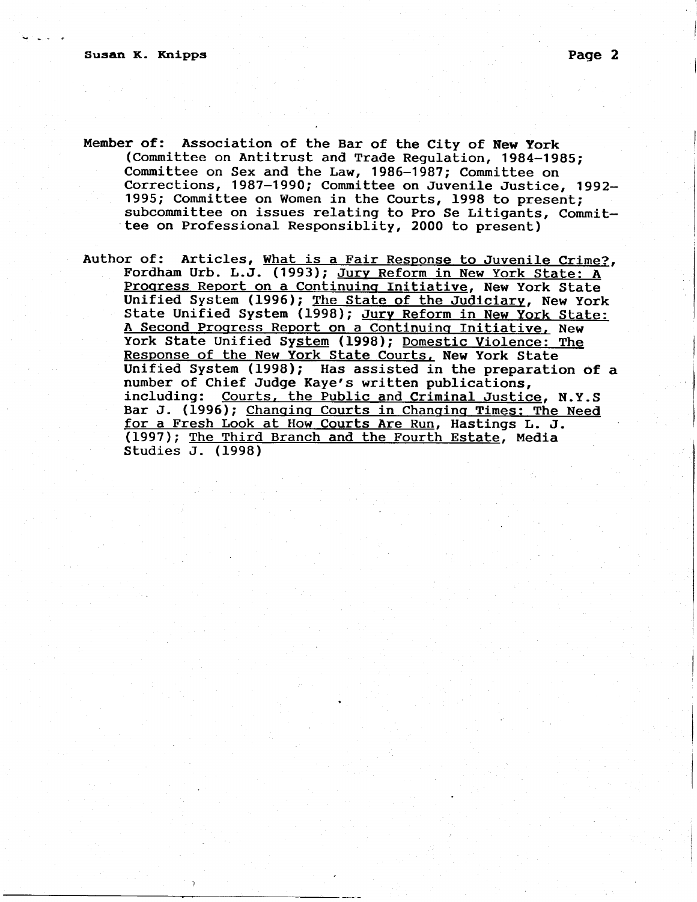**Member of:** Association of the Bar of the City of New York (Committee on Antitrust and Trade Regulation, 1984–1985; Committee on Sex and the Law, 1986–1987; Committee on Corrections, 1987–1990; Committee on Juvenile Justice, 1992–1995; Committee on Women in the Courts, 1998 to present; subcommittee on issues relating to Pro Se Litigants, Committee on Professional Responsiblity, 2000 to present)

**Author of:** Articles, What is a Fair Response to Juvenile Crime?, Fordham Urb. L.J. (1993); Jury Reform in New York State: A Progress Report on a Continuing Initiative, New York State Unified System (1996); The State of the Judiciary, New York State Unified System (1998); Jury Reform in New York State: A Second Progress Report on a Continuing Initiative, New York State Unified System (1998); Domestic Violence: The Response of the New York State Courts, New York State Unified System (1998); Has assisted in the preparation of a number of Chief Judge Kaye's written publications, including: Courts, the Public and Criminal Justice, N.Y.S Bar J. (1996); Changing Courts in Changing Times: The Need for a Fresh Look at How Courts Are Run, Hastings L. J. (1997); The Third Branch and the Fourth Estate, Media Studies J. (1998)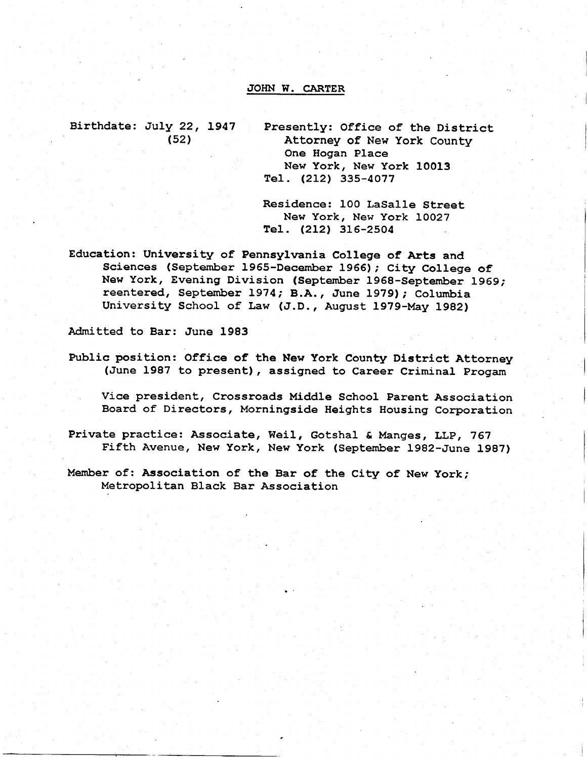# JOHN W. CARTER

Birthdate: July 22, 1947
(52)

Presently: Office of the District Attorney of New York County
One Hogan Place
New York, New York 10013
Tel. (212) 335-4077

Residence: 100 LaSalle Street
New York, New York 10027
Tel. (212) 316-2504

Education: University of Pennsylvania College of Arts and Sciences (September 1965-December 1966); City College of New York, Evening Division (September 1968-September 1969; reentered, September 1974; B.A., June 1979); Columbia University School of Law (J.D., August 1979-May 1982)

Admitted to Bar: June 1983

Public position: Office of the New York County District Attorney (June 1987 to present), assigned to Career Criminal Progam

Vice president, Crossroads Middle School Parent Association
Board of Directors, Morningside Heights Housing Corporation

Private practice: Associate, Weil, Gotshal & Manges, LLP, 767 Fifth Avenue, New York, New York (September 1982-June 1987)

Member of: Association of the Bar of the City of New York; Metropolitan Black Bar Association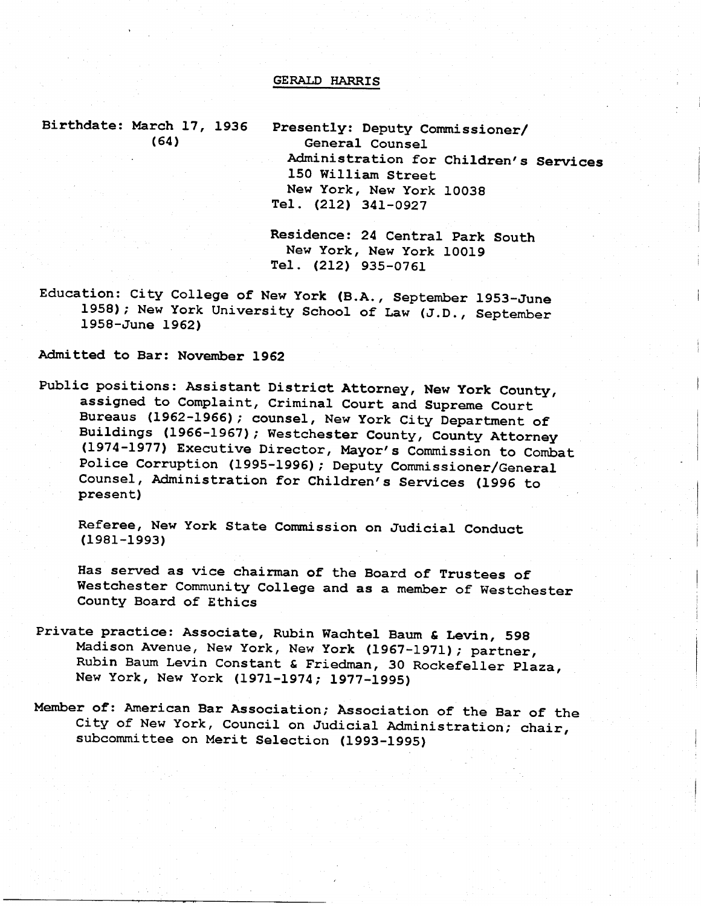# GERALD HARRIS

Birthdate: March 17, 1936 (64)

Presently: Deputy Commissioner/ General Counsel
Administration for Children's Services
150 William Street
New York, New York 10038
Tel. (212) 341-0927

Residence: 24 Central Park South
New York, New York 10019
Tel. (212) 935-0761

Education: City College of New York (B.A., September 1953-June 1958); New York University School of Law (J.D., September 1958-June 1962)

Admitted to Bar: November 1962

Public positions: Assistant District Attorney, New York County, assigned to Complaint, Criminal Court and Supreme Court Bureaus (1962-1966); counsel, New York City Department of Buildings (1966-1967); Westchester County, County Attorney (1974-1977) Executive Director, Mayor's Commission to Combat Police Corruption (1995-1996); Deputy Commissioner/General Counsel, Administration for Children's Services (1996 to present)

Referee, New York State Commission on Judicial Conduct (1981-1993)

Has served as vice chairman of the Board of Trustees of Westchester Community College and as a member of Westchester County Board of Ethics

Private practice: Associate, Rubin Wachtel Baum & Levin, 598 Madison Avenue, New York, New York (1967-1971); partner, Rubin Baum Levin Constant & Friedman, 30 Rockefeller Plaza, New York, New York (1971-1974; 1977-1995)

Member of: American Bar Association; Association of the Bar of the City of New York, Council on Judicial Administration; chair, subcommittee on Merit Selection (1993-1995)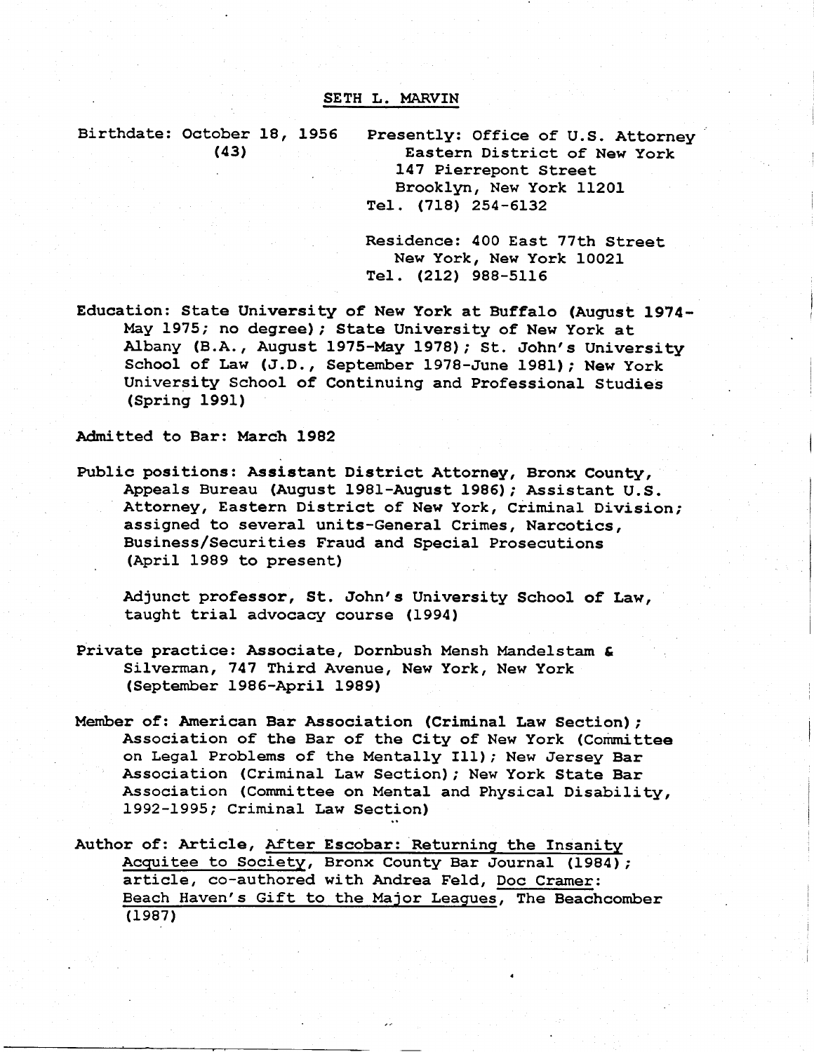# SETH L. MARVIN

Birthdate: October 18, 1956
(43)

Presently: Office of U.S. Attorney
Eastern District of New York
147 Pierrepont Street
Brooklyn, New York 11201
Tel. (718) 254-6132

Residence: 400 East 77th Street
New York, New York 10021
Tel. (212) 988-5116

**Education:** State University of New York at Buffalo (August 1974-May 1975; no degree); State University of New York at Albany (B.A., August 1975-May 1978); St. John's University School of Law (J.D., September 1978-June 1981); New York University School of Continuing and Professional Studies (Spring 1991)

**Admitted to Bar:** March 1982

**Public positions:** Assistant District Attorney, Bronx County, Appeals Bureau (August 1981-August 1986); Assistant U.S. Attorney, Eastern District of New York, Criminal Division; assigned to several units-General Crimes, Narcotics, Business/Securities Fraud and Special Prosecutions (April 1989 to present)

Adjunct professor, St. John's University School of Law, taught trial advocacy course (1994)

**Private practice:** Associate, Dornbush Mensh Mandelstam & Silverman, 747 Third Avenue, New York, New York (September 1986-April 1989)

**Member of:** American Bar Association (Criminal Law Section); Association of the Bar of the City of New York (Committee on Legal Problems of the Mentally Ill); New Jersey Bar Association (Criminal Law Section); New York State Bar Association (Committee on Mental and Physical Disability, 1992-1995; Criminal Law Section)

**Author of:** Article, After Escobar: Returning the Insanity Acquitee to Society, Bronx County Bar Journal (1984); article, co-authored with Andrea Feld, Doc Cramer: Beach Haven's Gift to the Major Leagues, The Beachcomber (1987)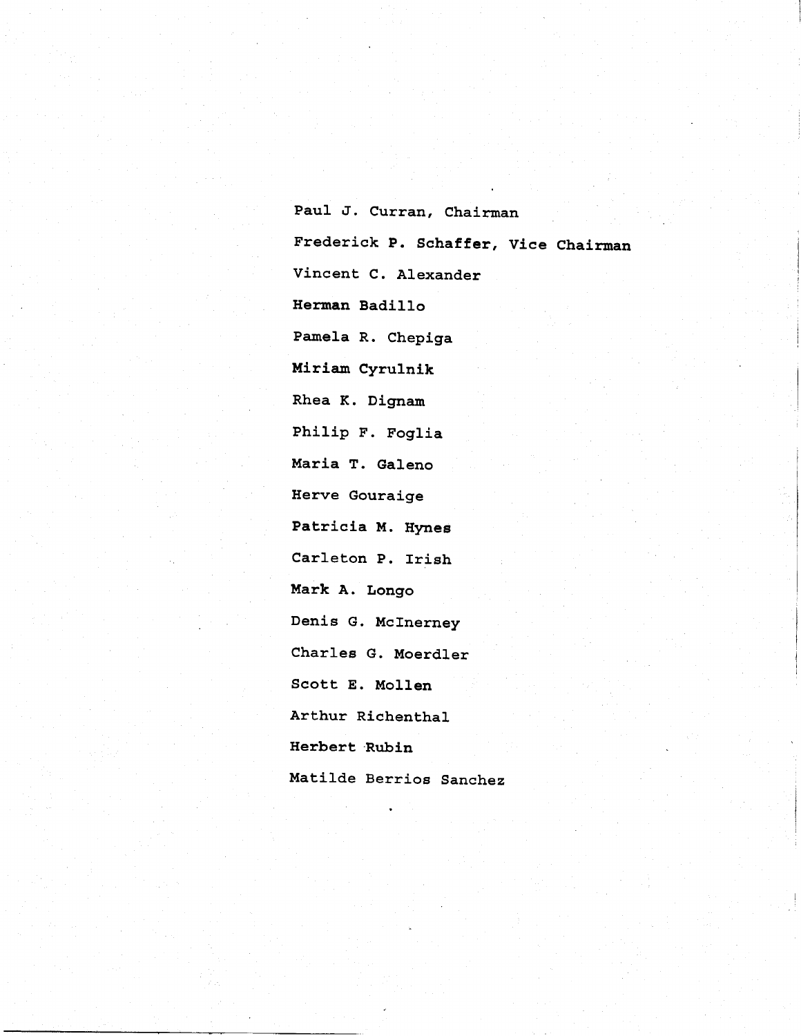Paul J. Curran, Chairman

Frederick P. Schaffer, Vice Chairman

Vincent C. Alexander

Herman Badillo

Pamela R. Chepiga

Miriam Cyrulnik

Rhea K. Dignam

Philip F. Foglia

Maria T. Galeno

Herve Gouraige

Patricia M. Hynes

Carleton P. Irish

Mark A. Longo

Denis G. McInerney

Charles G. Moerdler

Scott E. Mollen

Arthur Richenthal

Herbert Rubin

Matilde Berrios Sanchez